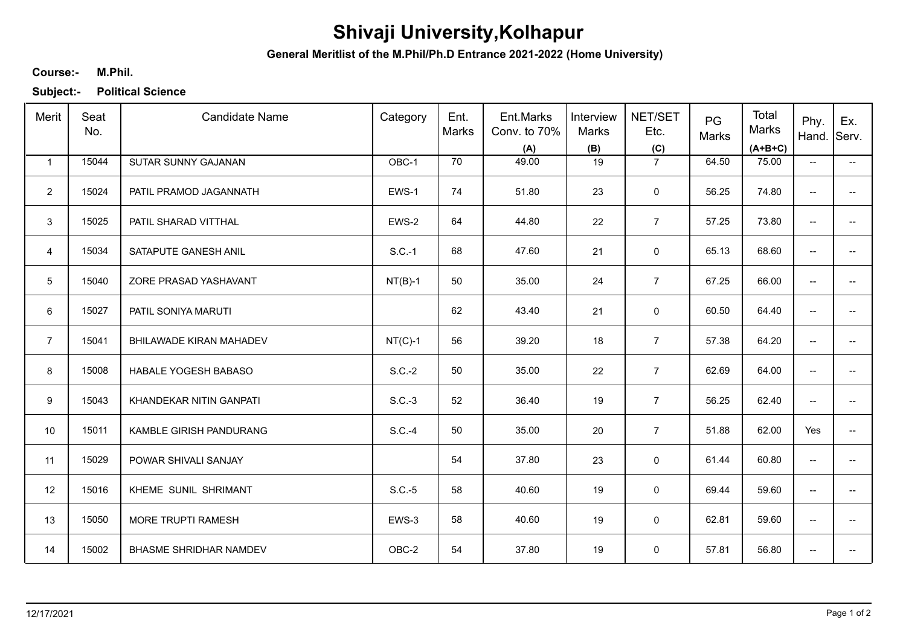# Shivaji University,Kolhapur

**General Meritlist of the M.Phil/Ph.D Entrance 2021-2022 (Home University)**

**Course:-** **M.Phil.**

**Subject:-** **Political Science**

| Merit | Seat No. | Candidate Name | Category | Ent. Marks | Ent.Marks Conv. to 70% (A) | Interview Marks (B) | NET/SET Etc. (C) | PG Marks | Total Marks (A+B+C) | Phy. Hand. | Ex. Serv. |
|---|---|---|---|---|---|---|---|---|---|---|---|
| 1 | 15044 | SUTAR SUNNY GAJANAN | OBC-1 | 70 | 49.00 | 19 | 7 | 64.50 | 75.00 | -- | -- |
| 2 | 15024 | PATIL PRAMOD JAGANNATH | EWS-1 | 74 | 51.80 | 23 | 0 | 56.25 | 74.80 | -- | -- |
| 3 | 15025 | PATIL SHARAD VITTHAL | EWS-2 | 64 | 44.80 | 22 | 7 | 57.25 | 73.80 | -- | -- |
| 4 | 15034 | SATAPUTE GANESH ANIL | S.C.-1 | 68 | 47.60 | 21 | 0 | 65.13 | 68.60 | -- | -- |
| 5 | 15040 | ZORE PRASAD YASHAVANT | NT(B)-1 | 50 | 35.00 | 24 | 7 | 67.25 | 66.00 | -- | -- |
| 6 | 15027 | PATIL SONIYA MARUTI | | 62 | 43.40 | 21 | 0 | 60.50 | 64.40 | -- | -- |
| 7 | 15041 | BHILAWADE KIRAN MAHADEV | NT(C)-1 | 56 | 39.20 | 18 | 7 | 57.38 | 64.20 | -- | -- |
| 8 | 15008 | HABALE YOGESH BABASO | S.C.-2 | 50 | 35.00 | 22 | 7 | 62.69 | 64.00 | -- | -- |
| 9 | 15043 | KHANDEKAR NITIN GANPATI | S.C.-3 | 52 | 36.40 | 19 | 7 | 56.25 | 62.40 | -- | -- |
| 10 | 15011 | KAMBLE GIRISH PANDURANG | S.C.-4 | 50 | 35.00 | 20 | 7 | 51.88 | 62.00 | Yes | -- |
| 11 | 15029 | POWAR SHIVALI SANJAY | | 54 | 37.80 | 23 | 0 | 61.44 | 60.80 | -- | -- |
| 12 | 15016 | KHEME SUNIL SHRIMANT | S.C.-5 | 58 | 40.60 | 19 | 0 | 69.44 | 59.60 | -- | -- |
| 13 | 15050 | MORE TRUPTI RAMESH | EWS-3 | 58 | 40.60 | 19 | 0 | 62.81 | 59.60 | -- | -- |
| 14 | 15002 | BHASME SHRIDHAR NAMDEV | OBC-2 | 54 | 37.80 | 19 | 0 | 57.81 | 56.80 | -- | -- |

12/17/2021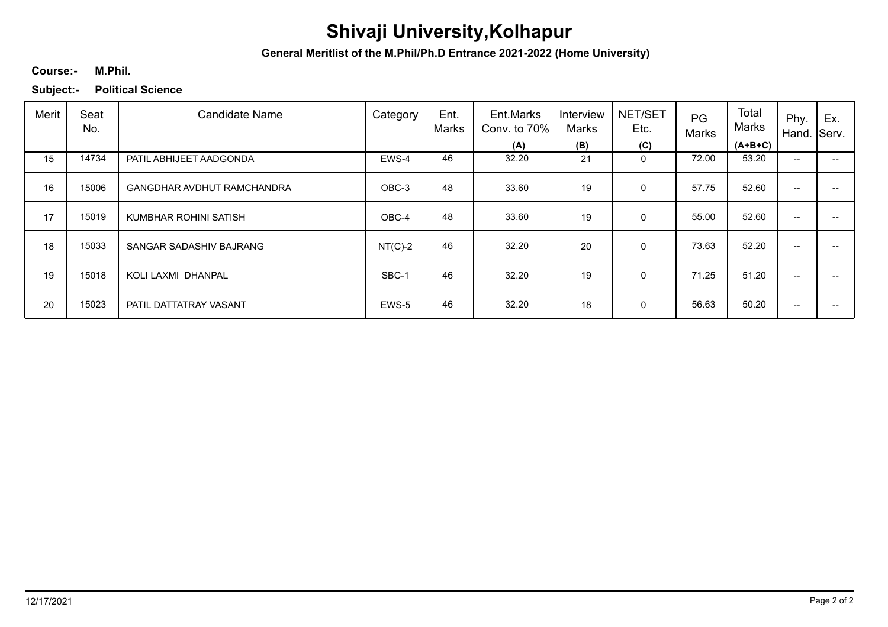# Shivaji University,Kolhapur

**General Meritlist of the M.Phil/Ph.D Entrance 2021-2022 (Home University)**

**Course:-** **M.Phil.**

**Subject:-** **Political Science**

| Merit | Seat No. | Candidate Name | Category | Ent. Marks | Ent.Marks Conv. to 70% (A) | Interview Marks (B) | NET/SET Etc. (C) | PG Marks | Total Marks (A+B+C) | Phy. Hand. | Ex. Serv. |
|---|---|---|---|---|---|---|---|---|---|---|---|
| 15 | 14734 | PATIL ABHIJEET AADGONDA | EWS-4 | 46 | 32.20 | 21 | 0 | 72.00 | 53.20 | -- | -- |
| 16 | 15006 | GANGDHAR AVDHUT RAMCHANDRA | OBC-3 | 48 | 33.60 | 19 | 0 | 57.75 | 52.60 | -- | -- |
| 17 | 15019 | KUMBHAR ROHINI SATISH | OBC-4 | 48 | 33.60 | 19 | 0 | 55.00 | 52.60 | -- | -- |
| 18 | 15033 | SANGAR SADASHIV BAJRANG | NT(C)-2 | 46 | 32.20 | 20 | 0 | 73.63 | 52.20 | -- | -- |
| 19 | 15018 | KOLI LAXMI DHANPAL | SBC-1 | 46 | 32.20 | 19 | 0 | 71.25 | 51.20 | -- | -- |
| 20 | 15023 | PATIL DATTATRAY VASANT | EWS-5 | 46 | 32.20 | 18 | 0 | 56.63 | 50.20 | -- | -- |

12/17/2021